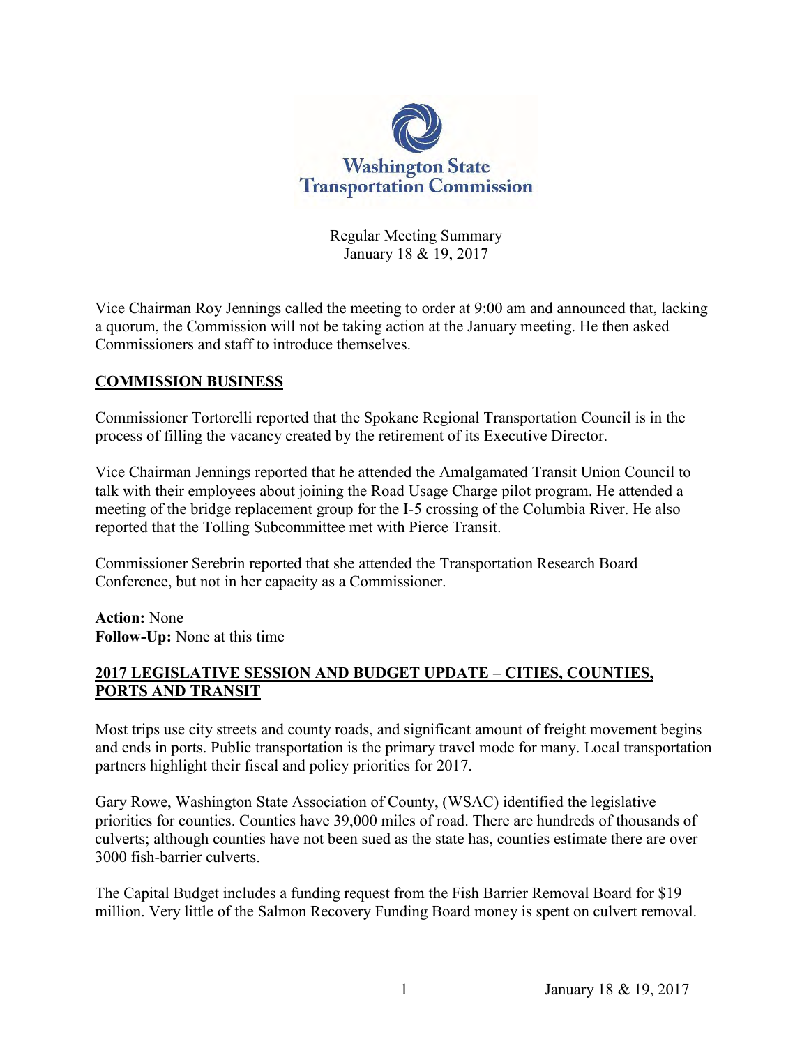# Washington State Transportation Commission

Regular Meeting Summary
January 18 & 19, 2017

Vice Chairman Roy Jennings called the meeting to order at 9:00 am and announced that, lacking a quorum, the Commission will not be taking action at the January meeting. He then asked Commissioners and staff to introduce themselves.

## COMMISSION BUSINESS

Commissioner Tortorelli reported that the Spokane Regional Transportation Council is in the process of filling the vacancy created by the retirement of its Executive Director.

Vice Chairman Jennings reported that he attended the Amalgamated Transit Union Council to talk with their employees about joining the Road Usage Charge pilot program. He attended a meeting of the bridge replacement group for the I-5 crossing of the Columbia River. He also reported that the Tolling Subcommittee met with Pierce Transit.

Commissioner Serebrin reported that she attended the Transportation Research Board Conference, but not in her capacity as a Commissioner.

**Action:** None
**Follow-Up:** None at this time

## 2017 LEGISLATIVE SESSION AND BUDGET UPDATE – CITIES, COUNTIES, PORTS AND TRANSIT

Most trips use city streets and county roads, and significant amount of freight movement begins and ends in ports. Public transportation is the primary travel mode for many. Local transportation partners highlight their fiscal and policy priorities for 2017.

Gary Rowe, Washington State Association of County, (WSAC) identified the legislative priorities for counties. Counties have 39,000 miles of road. There are hundreds of thousands of culverts; although counties have not been sued as the state has, counties estimate there are over 3000 fish-barrier culverts.

The Capital Budget includes a funding request from the Fish Barrier Removal Board for $19 million. Very little of the Salmon Recovery Funding Board money is spent on culvert removal.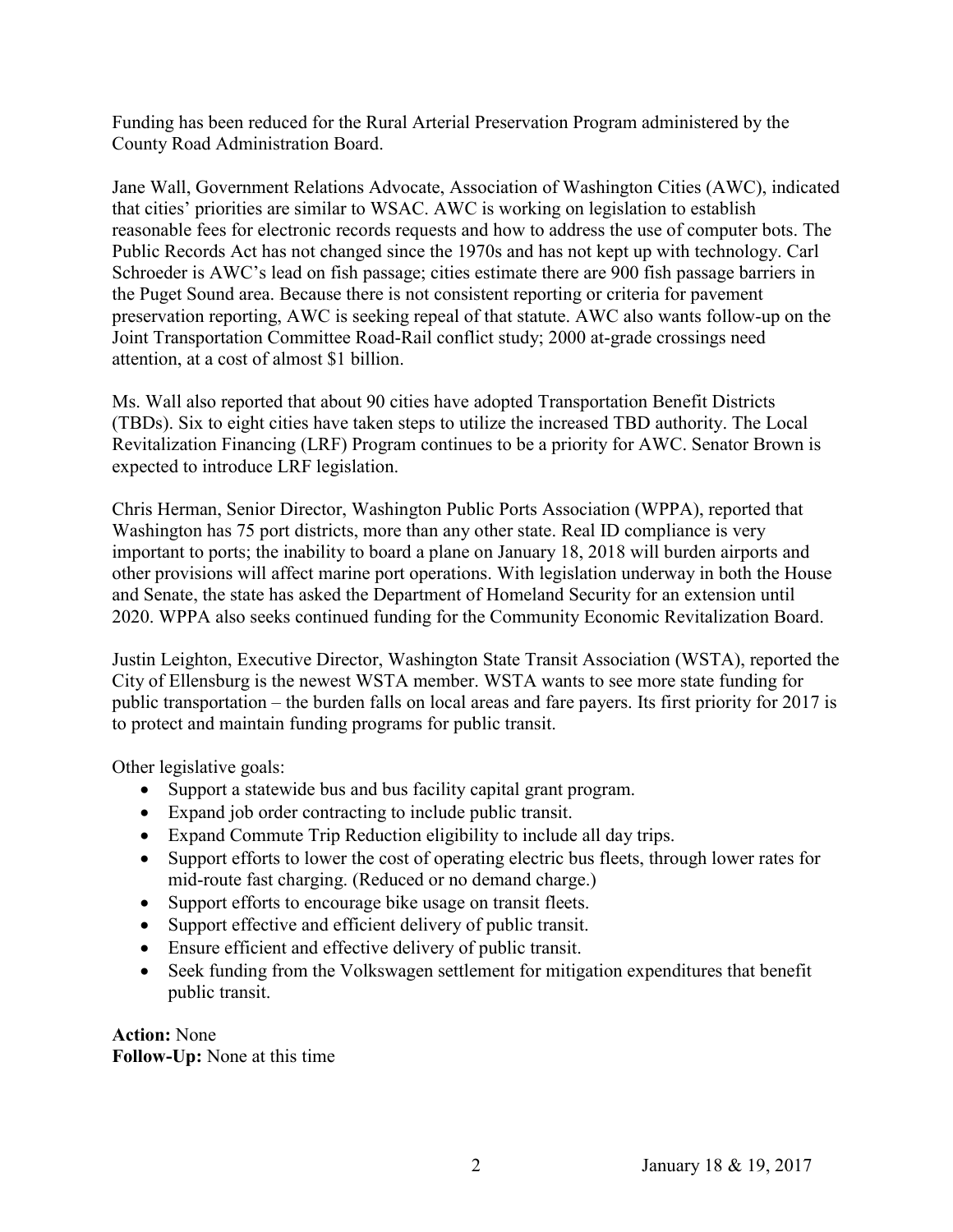Funding has been reduced for the Rural Arterial Preservation Program administered by the County Road Administration Board.

Jane Wall, Government Relations Advocate, Association of Washington Cities (AWC), indicated that cities' priorities are similar to WSAC. AWC is working on legislation to establish reasonable fees for electronic records requests and how to address the use of computer bots. The Public Records Act has not changed since the 1970s and has not kept up with technology. Carl Schroeder is AWC's lead on fish passage; cities estimate there are 900 fish passage barriers in the Puget Sound area. Because there is not consistent reporting or criteria for pavement preservation reporting, AWC is seeking repeal of that statute. AWC also wants follow-up on the Joint Transportation Committee Road-Rail conflict study; 2000 at-grade crossings need attention, at a cost of almost $1 billion.

Ms. Wall also reported that about 90 cities have adopted Transportation Benefit Districts (TBDs). Six to eight cities have taken steps to utilize the increased TBD authority. The Local Revitalization Financing (LRF) Program continues to be a priority for AWC. Senator Brown is expected to introduce LRF legislation.

Chris Herman, Senior Director, Washington Public Ports Association (WPPA), reported that Washington has 75 port districts, more than any other state. Real ID compliance is very important to ports; the inability to board a plane on January 18, 2018 will burden airports and other provisions will affect marine port operations. With legislation underway in both the House and Senate, the state has asked the Department of Homeland Security for an extension until 2020. WPPA also seeks continued funding for the Community Economic Revitalization Board.

Justin Leighton, Executive Director, Washington State Transit Association (WSTA), reported the City of Ellensburg is the newest WSTA member. WSTA wants to see more state funding for public transportation – the burden falls on local areas and fare payers. Its first priority for 2017 is to protect and maintain funding programs for public transit.

Other legislative goals:

- Support a statewide bus and bus facility capital grant program.
- Expand job order contracting to include public transit.
- Expand Commute Trip Reduction eligibility to include all day trips.
- Support efforts to lower the cost of operating electric bus fleets, through lower rates for mid-route fast charging. (Reduced or no demand charge.)
- Support efforts to encourage bike usage on transit fleets.
- Support effective and efficient delivery of public transit.
- Ensure efficient and effective delivery of public transit.
- Seek funding from the Volkswagen settlement for mitigation expenditures that benefit public transit.

**Action:** None
**Follow-Up:** None at this time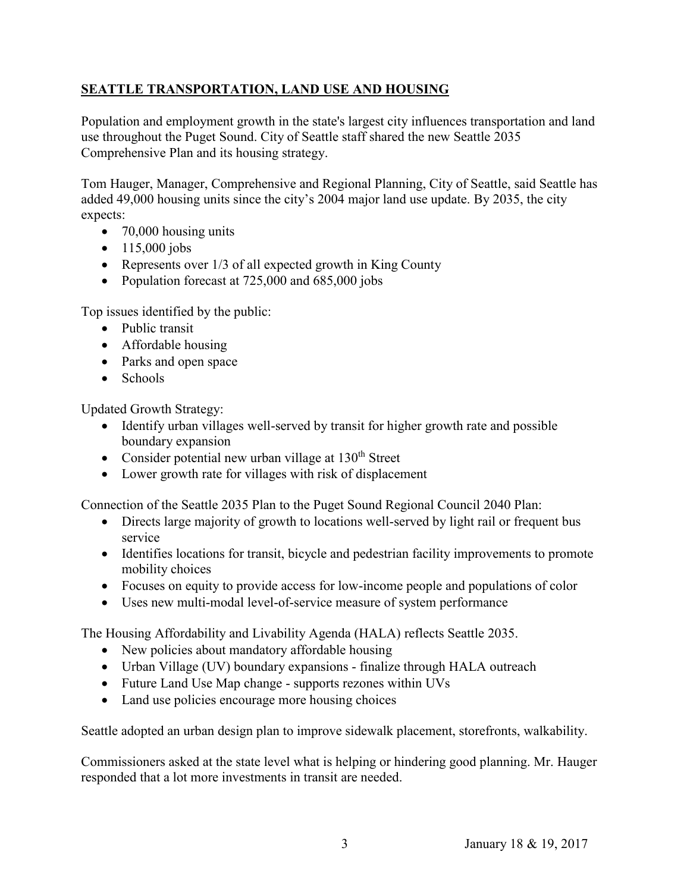## SEATTLE TRANSPORTATION, LAND USE AND HOUSING

Population and employment growth in the state's largest city influences transportation and land use throughout the Puget Sound. City of Seattle staff shared the new Seattle 2035 Comprehensive Plan and its housing strategy.

Tom Hauger, Manager, Comprehensive and Regional Planning, City of Seattle, said Seattle has added 49,000 housing units since the city's 2004 major land use update. By 2035, the city expects:

- 70,000 housing units
- 115,000 jobs
- Represents over 1/3 of all expected growth in King County
- Population forecast at 725,000 and 685,000 jobs

Top issues identified by the public:

- Public transit
- Affordable housing
- Parks and open space
- Schools

Updated Growth Strategy:

- Identify urban villages well-served by transit for higher growth rate and possible boundary expansion
- Consider potential new urban village at 130th Street
- Lower growth rate for villages with risk of displacement

Connection of the Seattle 2035 Plan to the Puget Sound Regional Council 2040 Plan:

- Directs large majority of growth to locations well-served by light rail or frequent bus service
- Identifies locations for transit, bicycle and pedestrian facility improvements to promote mobility choices
- Focuses on equity to provide access for low-income people and populations of color
- Uses new multi-modal level-of-service measure of system performance

The Housing Affordability and Livability Agenda (HALA) reflects Seattle 2035.

- New policies about mandatory affordable housing
- Urban Village (UV) boundary expansions - finalize through HALA outreach
- Future Land Use Map change - supports rezones within UVs
- Land use policies encourage more housing choices

Seattle adopted an urban design plan to improve sidewalk placement, storefronts, walkability.

Commissioners asked at the state level what is helping or hindering good planning. Mr. Hauger responded that a lot more investments in transit are needed.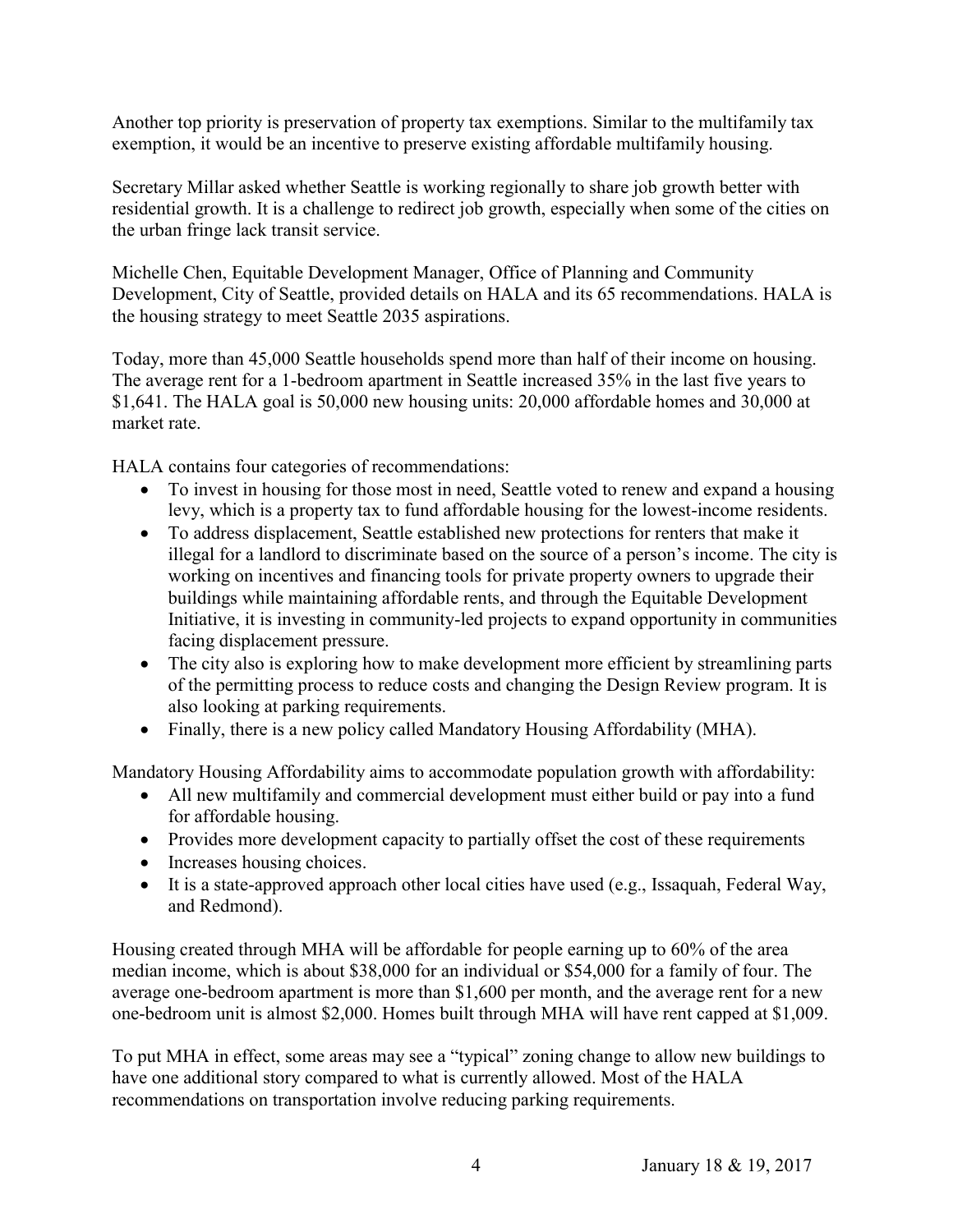Another top priority is preservation of property tax exemptions. Similar to the multifamily tax exemption, it would be an incentive to preserve existing affordable multifamily housing.

Secretary Millar asked whether Seattle is working regionally to share job growth better with residential growth. It is a challenge to redirect job growth, especially when some of the cities on the urban fringe lack transit service.

Michelle Chen, Equitable Development Manager, Office of Planning and Community Development, City of Seattle, provided details on HALA and its 65 recommendations. HALA is the housing strategy to meet Seattle 2035 aspirations.

Today, more than 45,000 Seattle households spend more than half of their income on housing. The average rent for a 1-bedroom apartment in Seattle increased 35% in the last five years to \$1,641. The HALA goal is 50,000 new housing units: 20,000 affordable homes and 30,000 at market rate.

HALA contains four categories of recommendations:

- To invest in housing for those most in need, Seattle voted to renew and expand a housing levy, which is a property tax to fund affordable housing for the lowest-income residents.
- To address displacement, Seattle established new protections for renters that make it illegal for a landlord to discriminate based on the source of a person's income. The city is working on incentives and financing tools for private property owners to upgrade their buildings while maintaining affordable rents, and through the Equitable Development Initiative, it is investing in community-led projects to expand opportunity in communities facing displacement pressure.
- The city also is exploring how to make development more efficient by streamlining parts of the permitting process to reduce costs and changing the Design Review program. It is also looking at parking requirements.
- Finally, there is a new policy called Mandatory Housing Affordability (MHA).

Mandatory Housing Affordability aims to accommodate population growth with affordability:

- All new multifamily and commercial development must either build or pay into a fund for affordable housing.
- Provides more development capacity to partially offset the cost of these requirements
- Increases housing choices.
- It is a state-approved approach other local cities have used (e.g., Issaquah, Federal Way, and Redmond).

Housing created through MHA will be affordable for people earning up to 60% of the area median income, which is about \$38,000 for an individual or \$54,000 for a family of four. The average one-bedroom apartment is more than \$1,600 per month, and the average rent for a new one-bedroom unit is almost \$2,000. Homes built through MHA will have rent capped at \$1,009.

To put MHA in effect, some areas may see a "typical" zoning change to allow new buildings to have one additional story compared to what is currently allowed. Most of the HALA recommendations on transportation involve reducing parking requirements.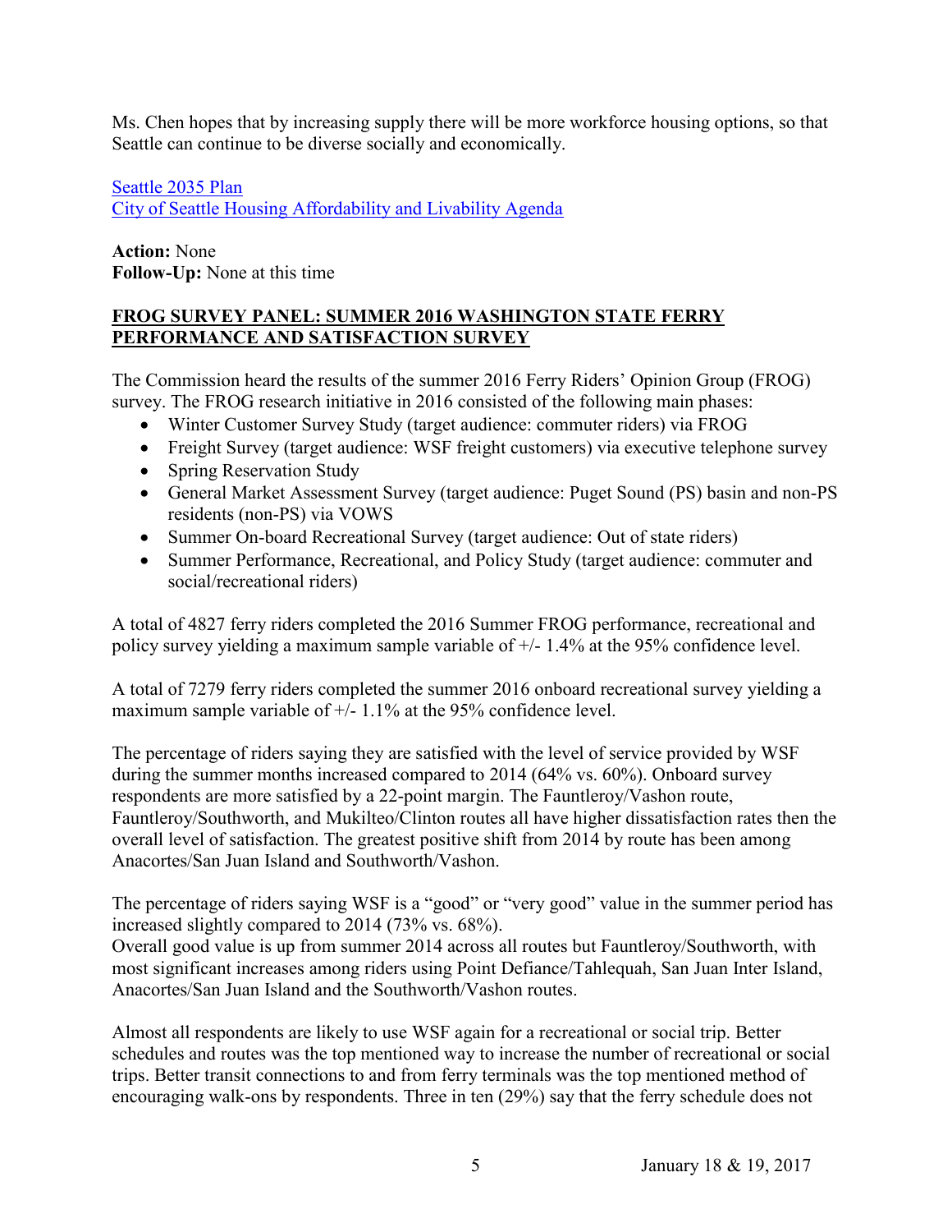Ms. Chen hopes that by increasing supply there will be more workforce housing options, so that Seattle can continue to be diverse socially and economically.

[Seattle 2035 Plan](#)
[City of Seattle Housing Affordability and Livability Agenda](#)

**Action:** None
**Follow-Up:** None at this time

## FROG SURVEY PANEL: SUMMER 2016 WASHINGTON STATE FERRY PERFORMANCE AND SATISFACTION SURVEY

The Commission heard the results of the summer 2016 Ferry Riders' Opinion Group (FROG) survey. The FROG research initiative in 2016 consisted of the following main phases:

- Winter Customer Survey Study (target audience: commuter riders) via FROG
- Freight Survey (target audience: WSF freight customers) via executive telephone survey
- Spring Reservation Study
- General Market Assessment Survey (target audience: Puget Sound (PS) basin and non-PS residents (non-PS) via VOWS
- Summer On-board Recreational Survey (target audience: Out of state riders)
- Summer Performance, Recreational, and Policy Study (target audience: commuter and social/recreational riders)

A total of 4827 ferry riders completed the 2016 Summer FROG performance, recreational and policy survey yielding a maximum sample variable of +/- 1.4% at the 95% confidence level.

A total of 7279 ferry riders completed the summer 2016 onboard recreational survey yielding a maximum sample variable of +/- 1.1% at the 95% confidence level.

The percentage of riders saying they are satisfied with the level of service provided by WSF during the summer months increased compared to 2014 (64% vs. 60%). Onboard survey respondents are more satisfied by a 22-point margin. The Fauntleroy/Vashon route, Fauntleroy/Southworth, and Mukilteo/Clinton routes all have higher dissatisfaction rates then the overall level of satisfaction. The greatest positive shift from 2014 by route has been among Anacortes/San Juan Island and Southworth/Vashon.

The percentage of riders saying WSF is a "good" or "very good" value in the summer period has increased slightly compared to 2014 (73% vs. 68%).
Overall good value is up from summer 2014 across all routes but Fauntleroy/Southworth, with most significant increases among riders using Point Defiance/Tahlequah, San Juan Inter Island, Anacortes/San Juan Island and the Southworth/Vashon routes.

Almost all respondents are likely to use WSF again for a recreational or social trip. Better schedules and routes was the top mentioned way to increase the number of recreational or social trips. Better transit connections to and from ferry terminals was the top mentioned method of encouraging walk-ons by respondents. Three in ten (29%) say that the ferry schedule does not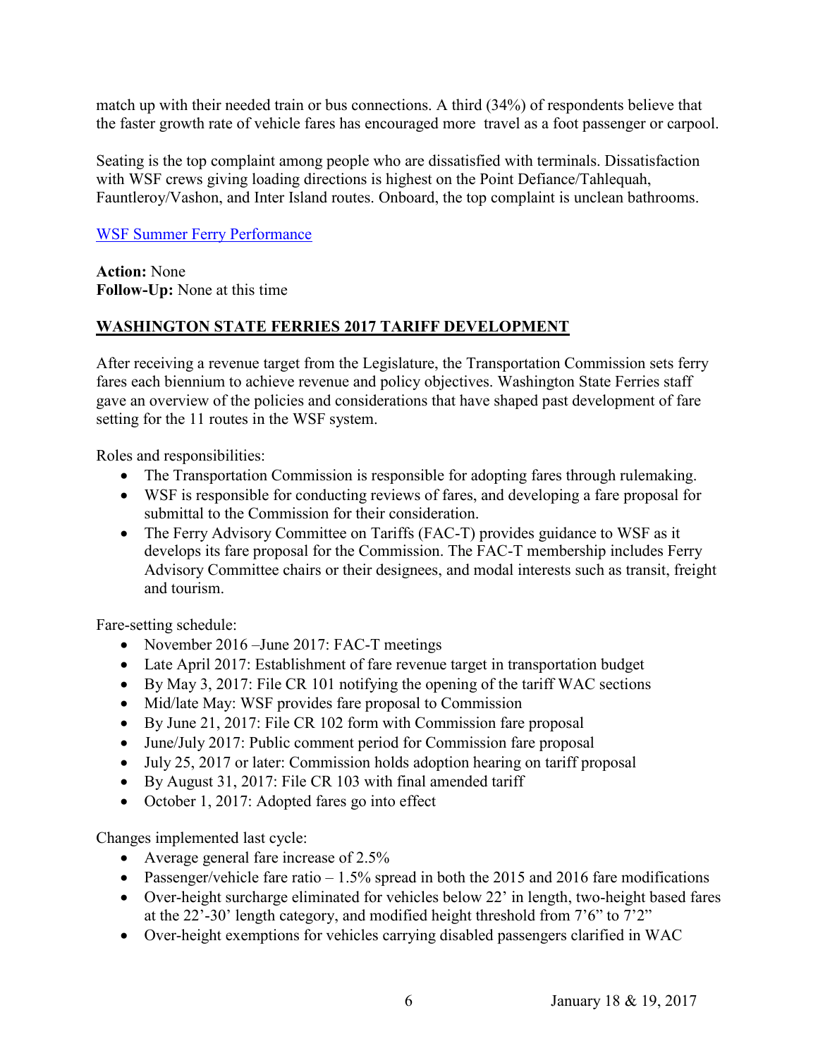match up with their needed train or bus connections. A third (34%) of respondents believe that the faster growth rate of vehicle fares has encouraged more travel as a foot passenger or carpool.

Seating is the top complaint among people who are dissatisfied with terminals. Dissatisfaction with WSF crews giving loading directions is highest on the Point Defiance/Tahlequah, Fauntleroy/Vashon, and Inter Island routes. Onboard, the top complaint is unclean bathrooms.

WSF Summer Ferry Performance

**Action:** None
**Follow-Up:** None at this time

## WASHINGTON STATE FERRIES 2017 TARIFF DEVELOPMENT

After receiving a revenue target from the Legislature, the Transportation Commission sets ferry fares each biennium to achieve revenue and policy objectives. Washington State Ferries staff gave an overview of the policies and considerations that have shaped past development of fare setting for the 11 routes in the WSF system.

Roles and responsibilities:

- The Transportation Commission is responsible for adopting fares through rulemaking.
- WSF is responsible for conducting reviews of fares, and developing a fare proposal for submittal to the Commission for their consideration.
- The Ferry Advisory Committee on Tariffs (FAC-T) provides guidance to WSF as it develops its fare proposal for the Commission. The FAC-T membership includes Ferry Advisory Committee chairs or their designees, and modal interests such as transit, freight and tourism.

Fare-setting schedule:

- November 2016 –June 2017: FAC-T meetings
- Late April 2017: Establishment of fare revenue target in transportation budget
- By May 3, 2017: File CR 101 notifying the opening of the tariff WAC sections
- Mid/late May: WSF provides fare proposal to Commission
- By June 21, 2017: File CR 102 form with Commission fare proposal
- June/July 2017: Public comment period for Commission fare proposal
- July 25, 2017 or later: Commission holds adoption hearing on tariff proposal
- By August 31, 2017: File CR 103 with final amended tariff
- October 1, 2017: Adopted fares go into effect

Changes implemented last cycle:

- Average general fare increase of 2.5%
- Passenger/vehicle fare ratio – 1.5% spread in both the 2015 and 2016 fare modifications
- Over-height surcharge eliminated for vehicles below 22' in length, two-height based fares at the 22'-30' length category, and modified height threshold from 7'6" to 7'2"
- Over-height exemptions for vehicles carrying disabled passengers clarified in WAC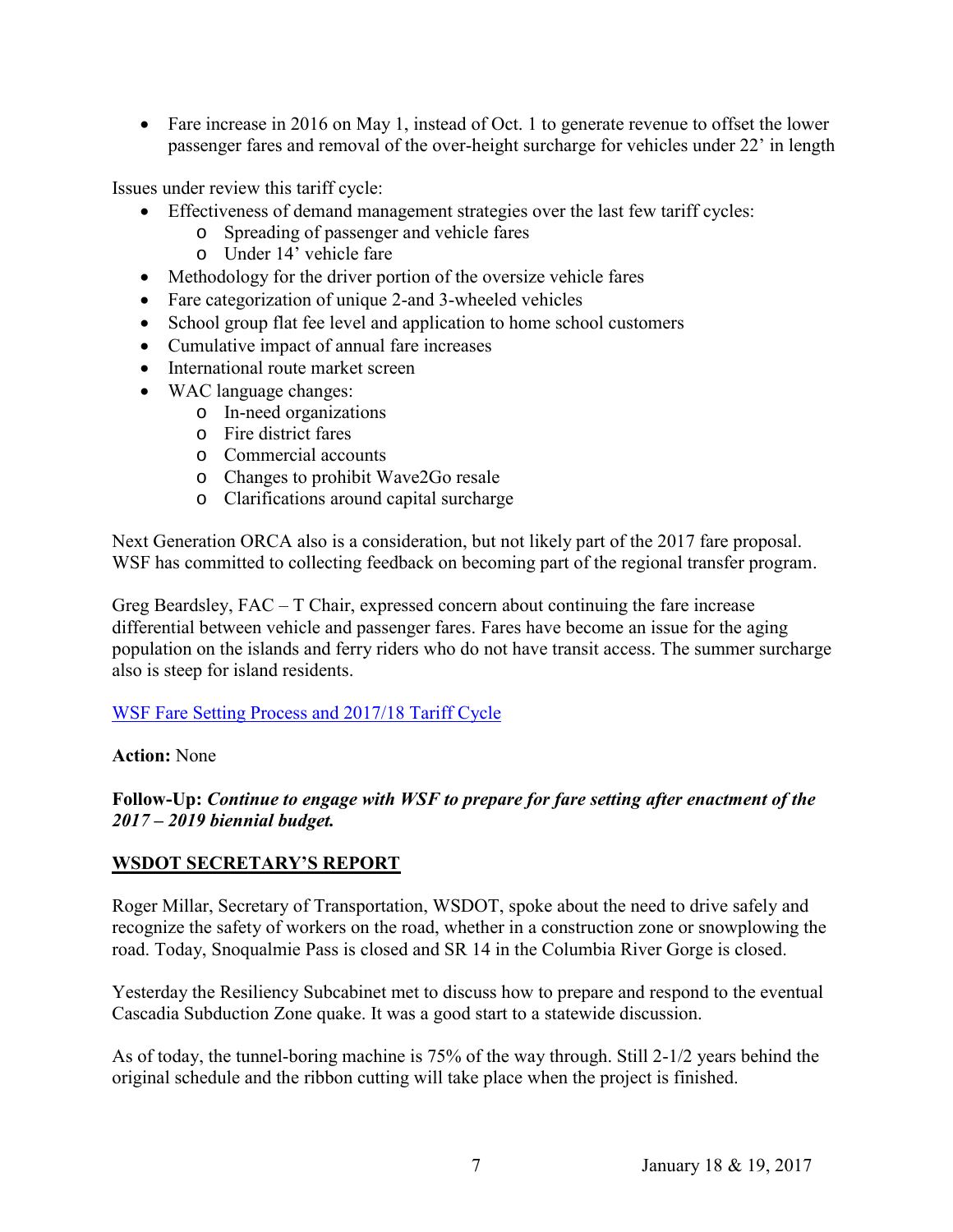- Fare increase in 2016 on May 1, instead of Oct. 1 to generate revenue to offset the lower passenger fares and removal of the over-height surcharge for vehicles under 22' in length

Issues under review this tariff cycle:

- Effectiveness of demand management strategies over the last few tariff cycles:
  - Spreading of passenger and vehicle fares
  - Under 14' vehicle fare
- Methodology for the driver portion of the oversize vehicle fares
- Fare categorization of unique 2-and 3-wheeled vehicles
- School group flat fee level and application to home school customers
- Cumulative impact of annual fare increases
- International route market screen
- WAC language changes:
  - In-need organizations
  - Fire district fares
  - Commercial accounts
  - Changes to prohibit Wave2Go resale
  - Clarifications around capital surcharge

Next Generation ORCA also is a consideration, but not likely part of the 2017 fare proposal. WSF has committed to collecting feedback on becoming part of the regional transfer program.

Greg Beardsley, FAC – T Chair, expressed concern about continuing the fare increase differential between vehicle and passenger fares. Fares have become an issue for the aging population on the islands and ferry riders who do not have transit access. The summer surcharge also is steep for island residents.

WSF Fare Setting Process and 2017/18 Tariff Cycle

**Action:** None

**Follow-Up:** ***Continue to engage with WSF to prepare for fare setting after enactment of the 2017 – 2019 biennial budget.***

## WSDOT SECRETARY'S REPORT

Roger Millar, Secretary of Transportation, WSDOT, spoke about the need to drive safely and recognize the safety of workers on the road, whether in a construction zone or snowplowing the road. Today, Snoqualmie Pass is closed and SR 14 in the Columbia River Gorge is closed.

Yesterday the Resiliency Subcabinet met to discuss how to prepare and respond to the eventual Cascadia Subduction Zone quake. It was a good start to a statewide discussion.

As of today, the tunnel-boring machine is 75% of the way through. Still 2-1/2 years behind the original schedule and the ribbon cutting will take place when the project is finished.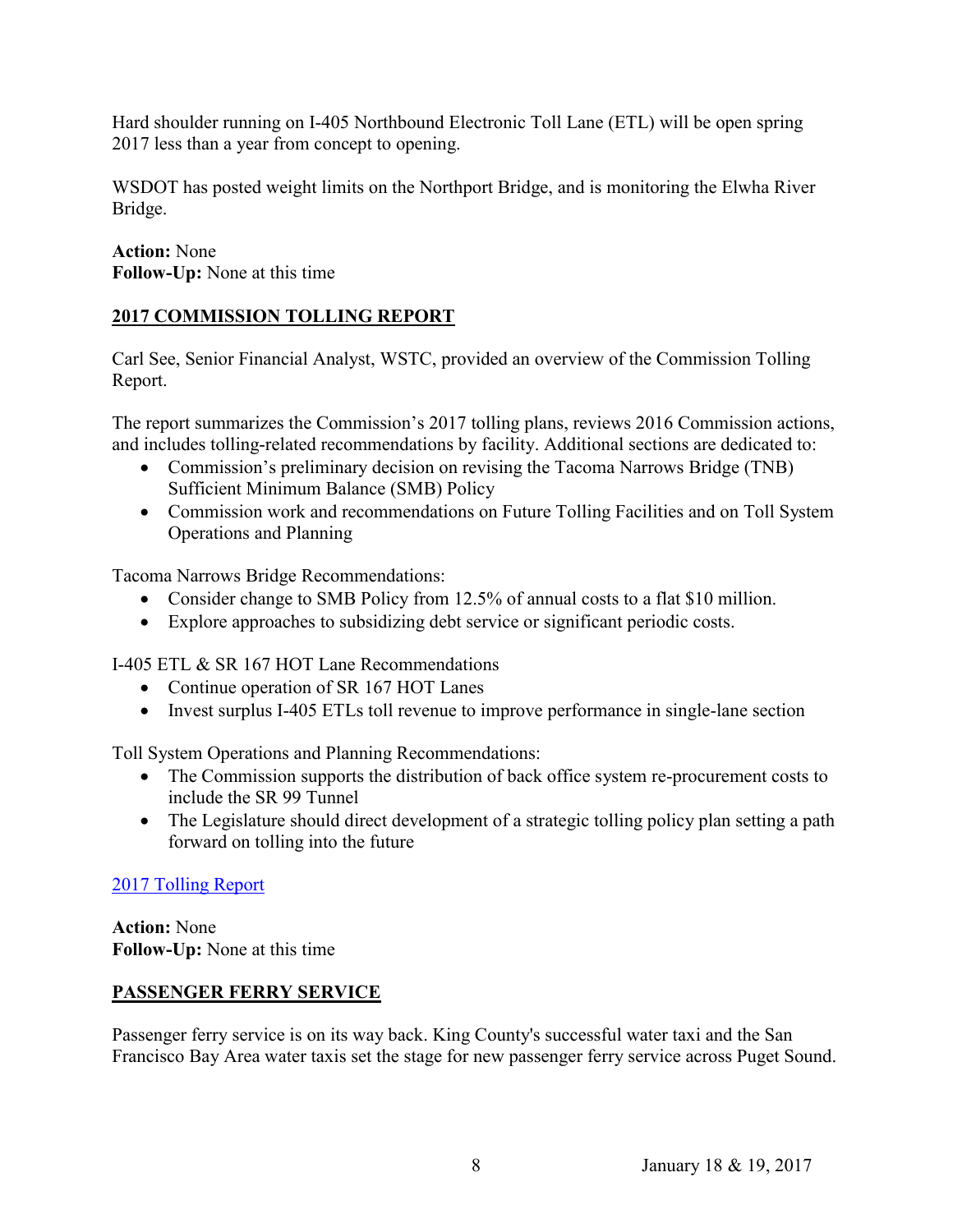Hard shoulder running on I-405 Northbound Electronic Toll Lane (ETL) will be open spring 2017 less than a year from concept to opening.

WSDOT has posted weight limits on the Northport Bridge, and is monitoring the Elwha River Bridge.

**Action:** None
**Follow-Up:** None at this time

## 2017 COMMISSION TOLLING REPORT

Carl See, Senior Financial Analyst, WSTC, provided an overview of the Commission Tolling Report.

The report summarizes the Commission's 2017 tolling plans, reviews 2016 Commission actions, and includes tolling-related recommendations by facility. Additional sections are dedicated to:

- Commission's preliminary decision on revising the Tacoma Narrows Bridge (TNB) Sufficient Minimum Balance (SMB) Policy
- Commission work and recommendations on Future Tolling Facilities and on Toll System Operations and Planning

Tacoma Narrows Bridge Recommendations:

- Consider change to SMB Policy from 12.5% of annual costs to a flat $10 million.
- Explore approaches to subsidizing debt service or significant periodic costs.

I-405 ETL & SR 167 HOT Lane Recommendations

- Continue operation of SR 167 HOT Lanes
- Invest surplus I-405 ETLs toll revenue to improve performance in single-lane section

Toll System Operations and Planning Recommendations:

- The Commission supports the distribution of back office system re-procurement costs to include the SR 99 Tunnel
- The Legislature should direct development of a strategic tolling policy plan setting a path forward on tolling into the future

2017 Tolling Report

**Action:** None
**Follow-Up:** None at this time

## PASSENGER FERRY SERVICE

Passenger ferry service is on its way back. King County's successful water taxi and the San Francisco Bay Area water taxis set the stage for new passenger ferry service across Puget Sound.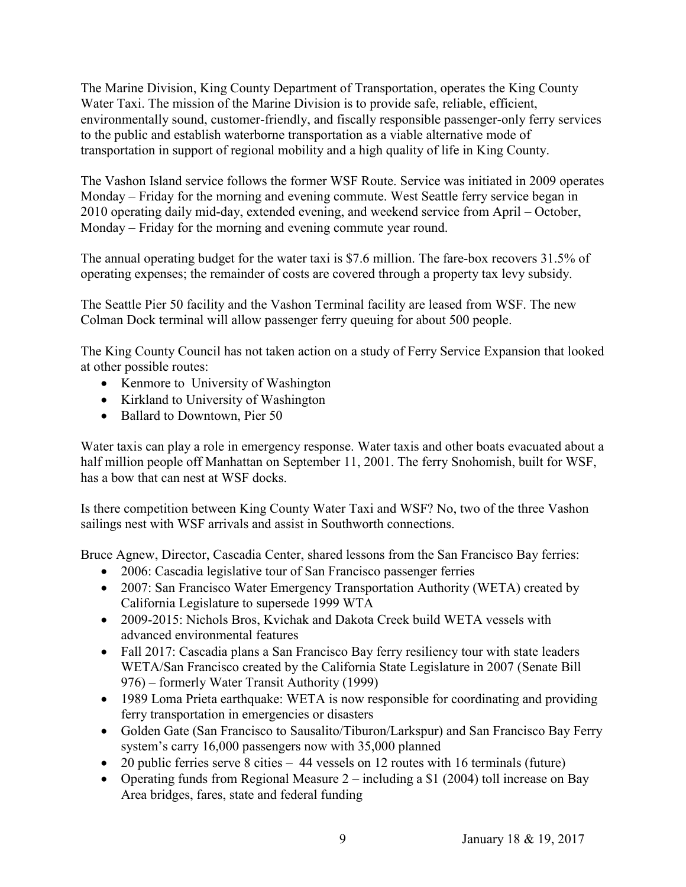The Marine Division, King County Department of Transportation, operates the King County Water Taxi. The mission of the Marine Division is to provide safe, reliable, efficient, environmentally sound, customer-friendly, and fiscally responsible passenger-only ferry services to the public and establish waterborne transportation as a viable alternative mode of transportation in support of regional mobility and a high quality of life in King County.

The Vashon Island service follows the former WSF Route. Service was initiated in 2009 operates Monday – Friday for the morning and evening commute. West Seattle ferry service began in 2010 operating daily mid-day, extended evening, and weekend service from April – October, Monday – Friday for the morning and evening commute year round.

The annual operating budget for the water taxi is $7.6 million. The fare-box recovers 31.5% of operating expenses; the remainder of costs are covered through a property tax levy subsidy.

The Seattle Pier 50 facility and the Vashon Terminal facility are leased from WSF. The new Colman Dock terminal will allow passenger ferry queuing for about 500 people.

The King County Council has not taken action on a study of Ferry Service Expansion that looked at other possible routes:

- Kenmore to University of Washington
- Kirkland to University of Washington
- Ballard to Downtown, Pier 50

Water taxis can play a role in emergency response. Water taxis and other boats evacuated about a half million people off Manhattan on September 11, 2001. The ferry Snohomish, built for WSF, has a bow that can nest at WSF docks.

Is there competition between King County Water Taxi and WSF? No, two of the three Vashon sailings nest with WSF arrivals and assist in Southworth connections.

Bruce Agnew, Director, Cascadia Center, shared lessons from the San Francisco Bay ferries:

- 2006: Cascadia legislative tour of San Francisco passenger ferries
- 2007: San Francisco Water Emergency Transportation Authority (WETA) created by California Legislature to supersede 1999 WTA
- 2009-2015: Nichols Bros, Kvichak and Dakota Creek build WETA vessels with advanced environmental features
- Fall 2017: Cascadia plans a San Francisco Bay ferry resiliency tour with state leaders WETA/San Francisco created by the California State Legislature in 2007 (Senate Bill 976) – formerly Water Transit Authority (1999)
- 1989 Loma Prieta earthquake: WETA is now responsible for coordinating and providing ferry transportation in emergencies or disasters
- Golden Gate (San Francisco to Sausalito/Tiburon/Larkspur) and San Francisco Bay Ferry system's carry 16,000 passengers now with 35,000 planned
- 20 public ferries serve 8 cities – 44 vessels on 12 routes with 16 terminals (future)
- Operating funds from Regional Measure 2 – including a $1 (2004) toll increase on Bay Area bridges, fares, state and federal funding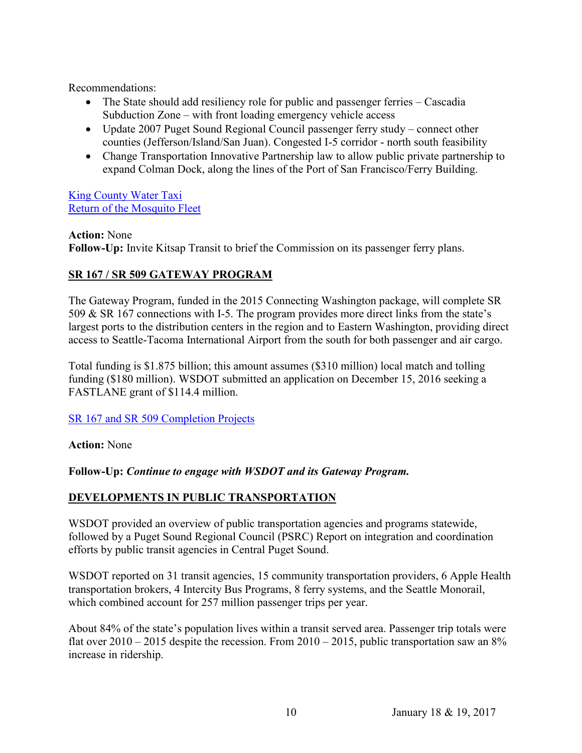Recommendations:

- The State should add resiliency role for public and passenger ferries – Cascadia Subduction Zone – with front loading emergency vehicle access
- Update 2007 Puget Sound Regional Council passenger ferry study – connect other counties (Jefferson/Island/San Juan). Congested I-5 corridor - north south feasibility
- Change Transportation Innovative Partnership law to allow public private partnership to expand Colman Dock, along the lines of the Port of San Francisco/Ferry Building.

King County Water Taxi
Return of the Mosquito Fleet

**Action:** None
**Follow-Up:** Invite Kitsap Transit to brief the Commission on its passenger ferry plans.

## SR 167 / SR 509 GATEWAY PROGRAM

The Gateway Program, funded in the 2015 Connecting Washington package, will complete SR 509 & SR 167 connections with I-5. The program provides more direct links from the state's largest ports to the distribution centers in the region and to Eastern Washington, providing direct access to Seattle-Tacoma International Airport from the south for both passenger and air cargo.

Total funding is $1.875 billion; this amount assumes ($310 million) local match and tolling funding ($180 million). WSDOT submitted an application on December 15, 2016 seeking a FASTLANE grant of $114.4 million.

SR 167 and SR 509 Completion Projects

**Action:** None

**Follow-Up:** ***Continue to engage with WSDOT and its Gateway Program.***

## DEVELOPMENTS IN PUBLIC TRANSPORTATION

WSDOT provided an overview of public transportation agencies and programs statewide, followed by a Puget Sound Regional Council (PSRC) Report on integration and coordination efforts by public transit agencies in Central Puget Sound.

WSDOT reported on 31 transit agencies, 15 community transportation providers, 6 Apple Health transportation brokers, 4 Intercity Bus Programs, 8 ferry systems, and the Seattle Monorail, which combined account for 257 million passenger trips per year.

About 84% of the state's population lives within a transit served area. Passenger trip totals were flat over 2010 – 2015 despite the recession. From 2010 – 2015, public transportation saw an 8% increase in ridership.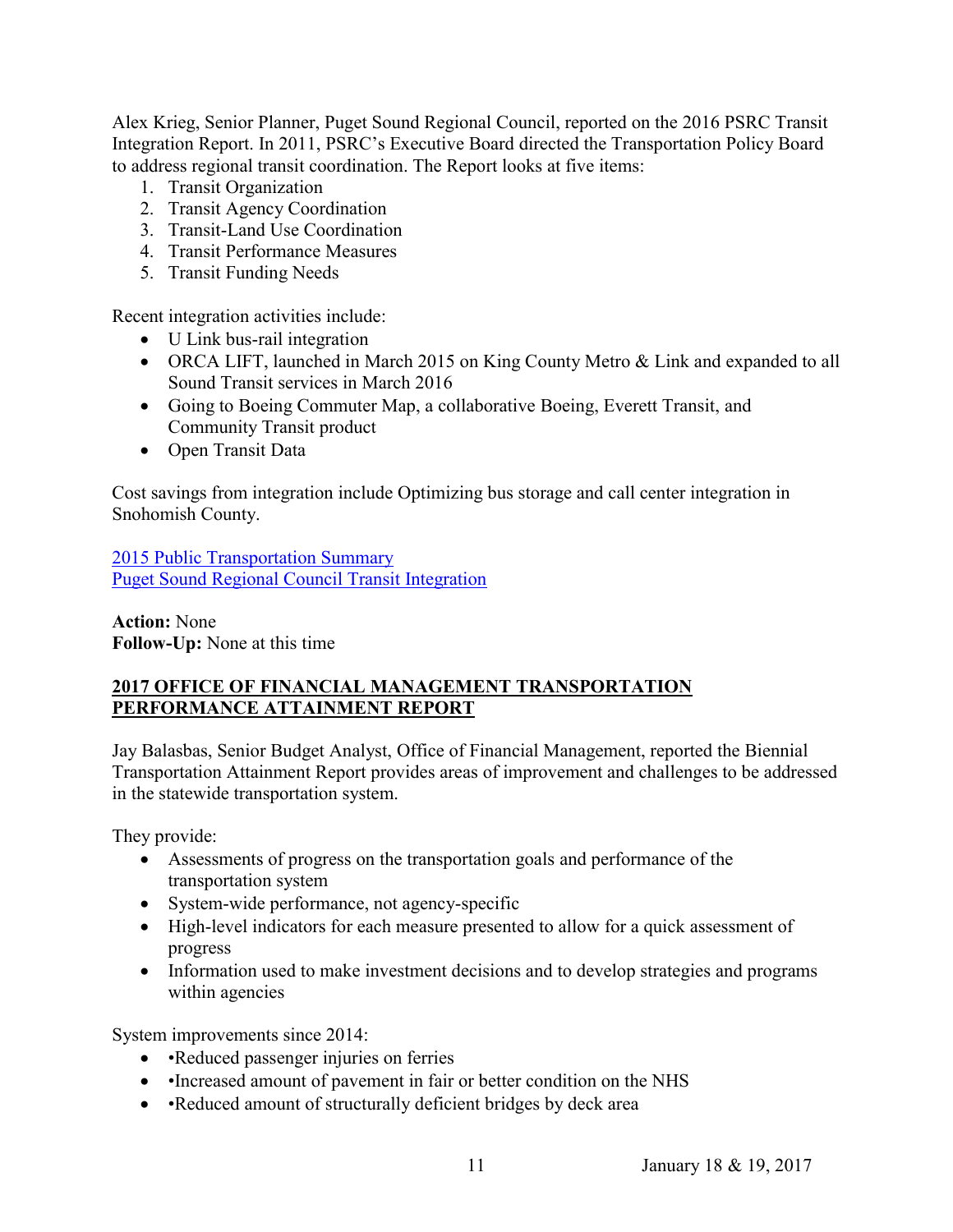Alex Krieg, Senior Planner, Puget Sound Regional Council, reported on the 2016 PSRC Transit Integration Report. In 2011, PSRC's Executive Board directed the Transportation Policy Board to address regional transit coordination. The Report looks at five items:

1. Transit Organization
2. Transit Agency Coordination
3. Transit-Land Use Coordination
4. Transit Performance Measures
5. Transit Funding Needs

Recent integration activities include:

- U Link bus-rail integration
- ORCA LIFT, launched in March 2015 on King County Metro & Link and expanded to all Sound Transit services in March 2016
- Going to Boeing Commuter Map, a collaborative Boeing, Everett Transit, and Community Transit product
- Open Transit Data

Cost savings from integration include Optimizing bus storage and call center integration in Snohomish County.

[2015 Public Transportation Summary](#)
[Puget Sound Regional Council Transit Integration](#)

**Action:** None
**Follow-Up:** None at this time

## 2017 OFFICE OF FINANCIAL MANAGEMENT TRANSPORTATION PERFORMANCE ATTAINMENT REPORT

Jay Balasbas, Senior Budget Analyst, Office of Financial Management, reported the Biennial Transportation Attainment Report provides areas of improvement and challenges to be addressed in the statewide transportation system.

They provide:

- Assessments of progress on the transportation goals and performance of the transportation system
- System-wide performance, not agency-specific
- High-level indicators for each measure presented to allow for a quick assessment of progress
- Information used to make investment decisions and to develop strategies and programs within agencies

System improvements since 2014:

- •Reduced passenger injuries on ferries
- •Increased amount of pavement in fair or better condition on the NHS
- •Reduced amount of structurally deficient bridges by deck area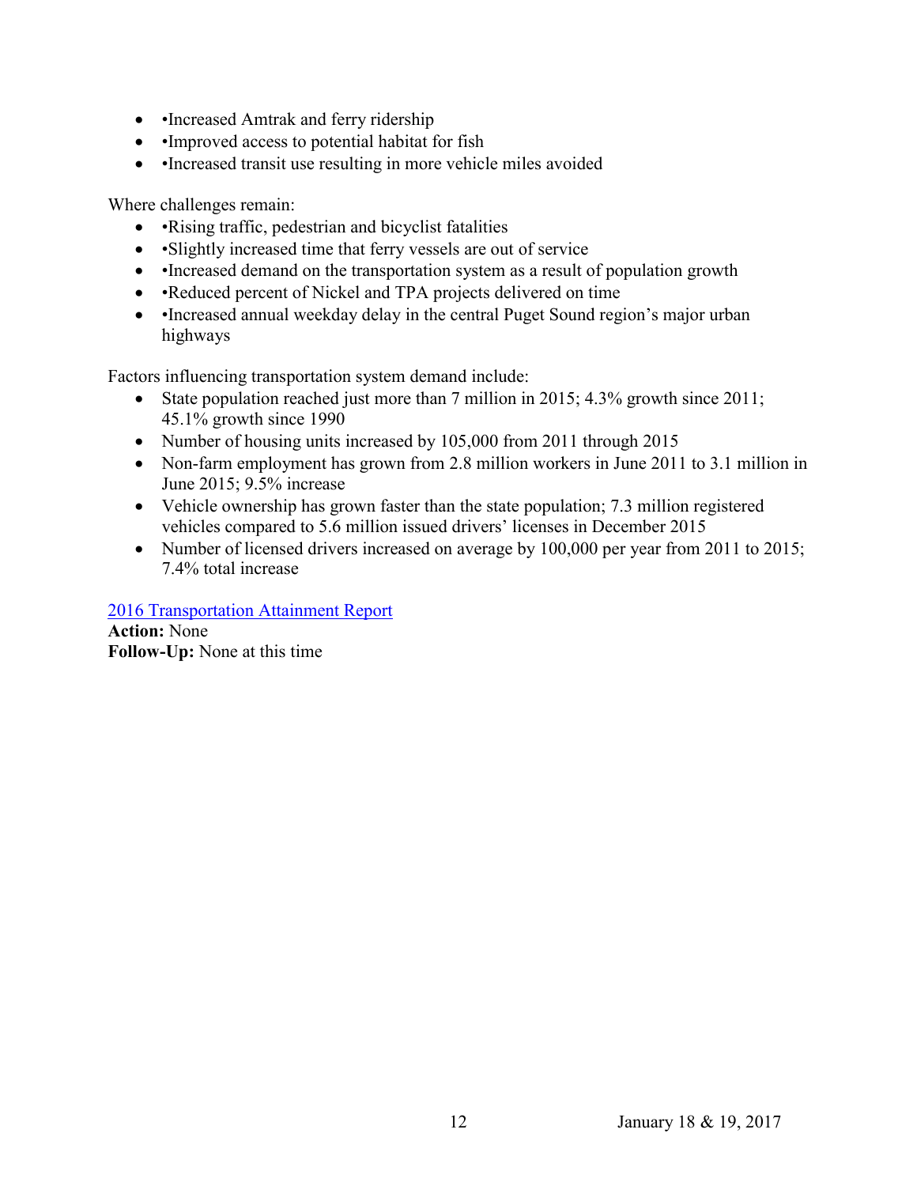- •Increased Amtrak and ferry ridership
- •Improved access to potential habitat for fish
- •Increased transit use resulting in more vehicle miles avoided

Where challenges remain:

- •Rising traffic, pedestrian and bicyclist fatalities
- •Slightly increased time that ferry vessels are out of service
- •Increased demand on the transportation system as a result of population growth
- •Reduced percent of Nickel and TPA projects delivered on time
- •Increased annual weekday delay in the central Puget Sound region's major urban highways

Factors influencing transportation system demand include:

- State population reached just more than 7 million in 2015; 4.3% growth since 2011; 45.1% growth since 1990
- Number of housing units increased by 105,000 from 2011 through 2015
- Non-farm employment has grown from 2.8 million workers in June 2011 to 3.1 million in June 2015; 9.5% increase
- Vehicle ownership has grown faster than the state population; 7.3 million registered vehicles compared to 5.6 million issued drivers' licenses in December 2015
- Number of licensed drivers increased on average by 100,000 per year from 2011 to 2015; 7.4% total increase

2016 Transportation Attainment Report

**Action:** None

**Follow-Up:** None at this time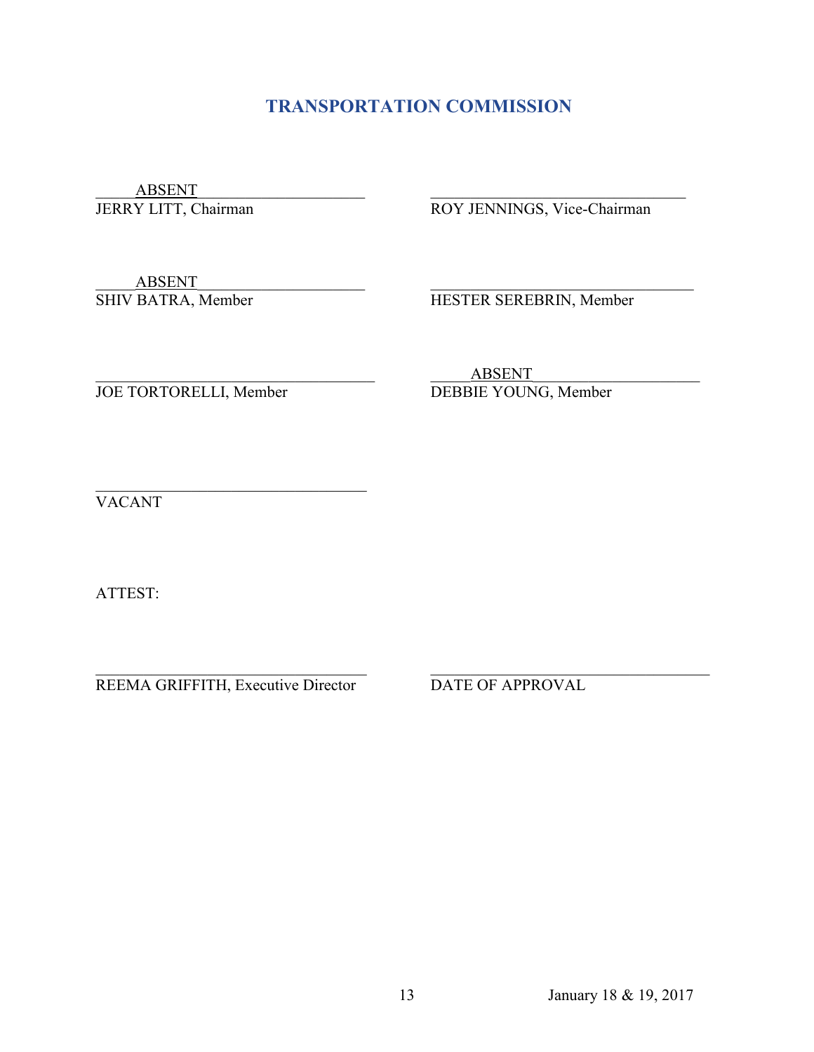## TRANSPORTATION COMMISSION

ABSENT
JERRY LITT, Chairman

ROY JENNINGS, Vice-Chairman

ABSENT
SHIV BATRA, Member

HESTER SEREBRIN, Member

JOE TORTORELLI, Member

ABSENT
DEBBIE YOUNG, Member

VACANT

ATTEST:

REEMA GRIFFITH, Executive Director

DATE OF APPROVAL

January 18 & 19, 2017